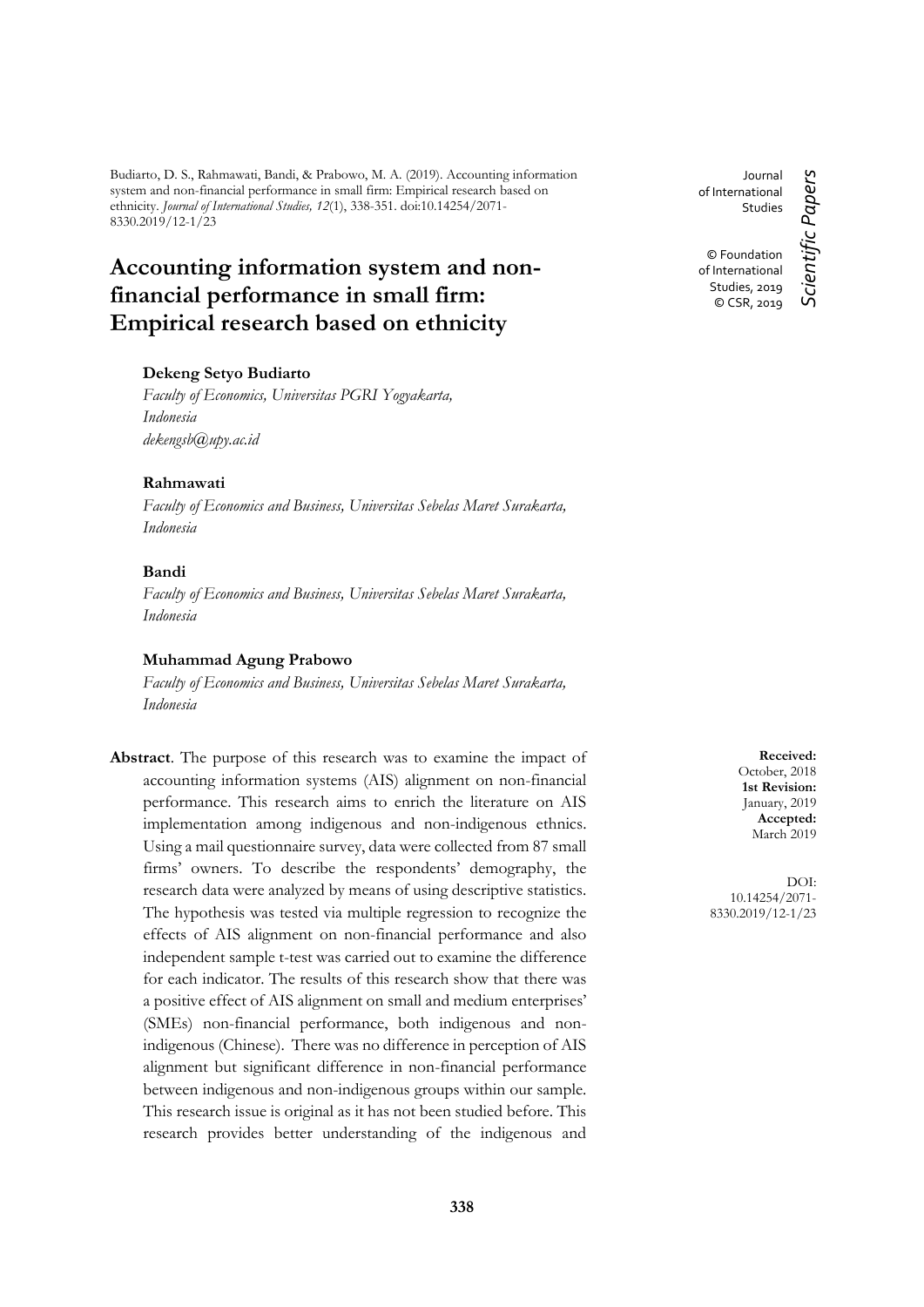Budiarto, D. S., Rahmawati, Bandi, & Prabowo, M. A. (2019). Accounting information system and non-financial performance in small firm: Empirical research based on ethnicity. *Journal of International Studies, 12*(1), 338-351. doi:10.14254/2071-8330.2019/12-1/23

Journal of International Studies

© Foundation of International Studies, 2019
© CSR, 2019

*Scientific Papers*

# Accounting information system and non-financial performance in small firm: Empirical research based on ethnicity

**Dekeng Setyo Budiarto**
*Faculty of Economics, Universitas PGRI Yogyakarta, Indonesia*
*dekengsb@upy.ac.id*

**Rahmawati**
*Faculty of Economics and Business, Universitas Sebelas Maret Surakarta, Indonesia*

**Bandi**
*Faculty of Economics and Business, Universitas Sebelas Maret Surakarta, Indonesia*

**Muhammad Agung Prabowo**
*Faculty of Economics and Business, Universitas Sebelas Maret Surakarta, Indonesia*

**Received:** October, 2018
**1st Revision:** January, 2019
**Accepted:** March 2019

DOI: 10.14254/2071-8330.2019/12-1/23

**Abstract**. The purpose of this research was to examine the impact of accounting information systems (AIS) alignment on non-financial performance. This research aims to enrich the literature on AIS implementation among indigenous and non-indigenous ethnics. Using a mail questionnaire survey, data were collected from 87 small firms' owners. To describe the respondents' demography, the research data were analyzed by means of using descriptive statistics. The hypothesis was tested via multiple regression to recognize the effects of AIS alignment on non-financial performance and also independent sample t-test was carried out to examine the difference for each indicator. The results of this research show that there was a positive effect of AIS alignment on small and medium enterprises' (SMEs) non-financial performance, both indigenous and non-indigenous (Chinese). There was no difference in perception of AIS alignment but significant difference in non-financial performance between indigenous and non-indigenous groups within our sample. This research issue is original as it has not been studied before. This research provides better understanding of the indigenous and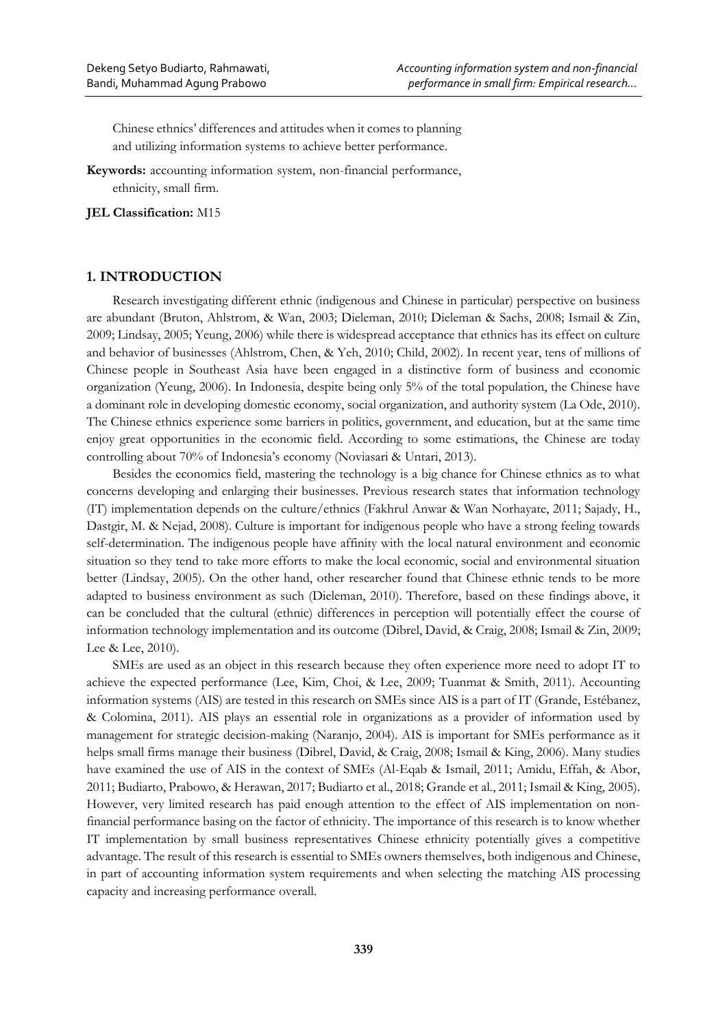Chinese ethnics' differences and attitudes when it comes to planning and utilizing information systems to achieve better performance.

**Keywords:** accounting information system, non-financial performance, ethnicity, small firm.

**JEL Classification:** M15

## 1. INTRODUCTION

Research investigating different ethnic (indigenous and Chinese in particular) perspective on business are abundant (Bruton, Ahlstrom, & Wan, 2003; Dieleman, 2010; Dieleman & Sachs, 2008; Ismail & Zin, 2009; Lindsay, 2005; Yeung, 2006) while there is widespread acceptance that ethnics has its effect on culture and behavior of businesses (Ahlstrom, Chen, & Yeh, 2010; Child, 2002). In recent year, tens of millions of Chinese people in Southeast Asia have been engaged in a distinctive form of business and economic organization (Yeung, 2006). In Indonesia, despite being only 5% of the total population, the Chinese have a dominant role in developing domestic economy, social organization, and authority system (La Ode, 2010). The Chinese ethnics experience some barriers in politics, government, and education, but at the same time enjoy great opportunities in the economic field. According to some estimations, the Chinese are today controlling about 70% of Indonesia's economy (Noviasari & Untari, 2013).

Besides the economics field, mastering the technology is a big chance for Chinese ethnics as to what concerns developing and enlarging their businesses. Previous research states that information technology (IT) implementation depends on the culture/ethnics (Fakhrul Anwar & Wan Norhayate, 2011; Sajady, H., Dastgir, M. & Nejad, 2008). Culture is important for indigenous people who have a strong feeling towards self-determination. The indigenous people have affinity with the local natural environment and economic situation so they tend to take more efforts to make the local economic, social and environmental situation better (Lindsay, 2005). On the other hand, other researcher found that Chinese ethnic tends to be more adapted to business environment as such (Dieleman, 2010). Therefore, based on these findings above, it can be concluded that the cultural (ethnic) differences in perception will potentially effect the course of information technology implementation and its outcome (Dibrel, David, & Craig, 2008; Ismail & Zin, 2009; Lee & Lee, 2010).

SMEs are used as an object in this research because they often experience more need to adopt IT to achieve the expected performance (Lee, Kim, Choi, & Lee, 2009; Tuanmat & Smith, 2011). Accounting information systems (AIS) are tested in this research on SMEs since AIS is a part of IT (Grande, Estébanez, & Colomina, 2011). AIS plays an essential role in organizations as a provider of information used by management for strategic decision-making (Naranjo, 2004). AIS is important for SMEs performance as it helps small firms manage their business (Dibrel, David, & Craig, 2008; Ismail & King, 2006). Many studies have examined the use of AIS in the context of SMEs (Al-Eqab & Ismail, 2011; Amidu, Effah, & Abor, 2011; Budiarto, Prabowo, & Herawan, 2017; Budiarto et al., 2018; Grande et al., 2011; Ismail & King, 2005). However, very limited research has paid enough attention to the effect of AIS implementation on non-financial performance basing on the factor of ethnicity. The importance of this research is to know whether IT implementation by small business representatives Chinese ethnicity potentially gives a competitive advantage. The result of this research is essential to SMEs owners themselves, both indigenous and Chinese, in part of accounting information system requirements and when selecting the matching AIS processing capacity and increasing performance overall.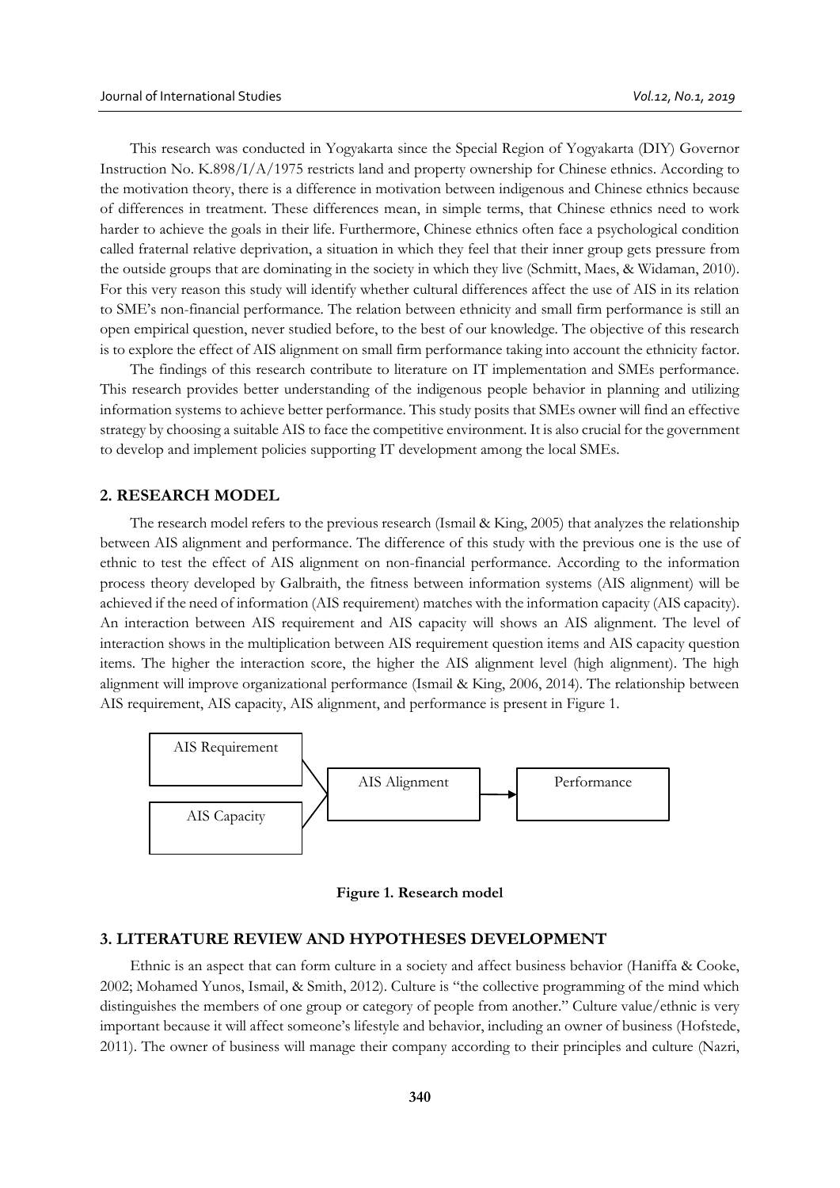This research was conducted in Yogyakarta since the Special Region of Yogyakarta (DIY) Governor Instruction No. K.898/I/A/1975 restricts land and property ownership for Chinese ethnics. According to the motivation theory, there is a difference in motivation between indigenous and Chinese ethnics because of differences in treatment. These differences mean, in simple terms, that Chinese ethnics need to work harder to achieve the goals in their life. Furthermore, Chinese ethnics often face a psychological condition called fraternal relative deprivation, a situation in which they feel that their inner group gets pressure from the outside groups that are dominating in the society in which they live (Schmitt, Maes, & Widaman, 2010). For this very reason this study will identify whether cultural differences affect the use of AIS in its relation to SME's non-financial performance. The relation between ethnicity and small firm performance is still an open empirical question, never studied before, to the best of our knowledge. The objective of this research is to explore the effect of AIS alignment on small firm performance taking into account the ethnicity factor.

The findings of this research contribute to literature on IT implementation and SMEs performance. This research provides better understanding of the indigenous people behavior in planning and utilizing information systems to achieve better performance. This study posits that SMEs owner will find an effective strategy by choosing a suitable AIS to face the competitive environment. It is also crucial for the government to develop and implement policies supporting IT development among the local SMEs.

## 2. RESEARCH MODEL

The research model refers to the previous research (Ismail & King, 2005) that analyzes the relationship between AIS alignment and performance. The difference of this study with the previous one is the use of ethnic to test the effect of AIS alignment on non-financial performance. According to the information process theory developed by Galbraith, the fitness between information systems (AIS alignment) will be achieved if the need of information (AIS requirement) matches with the information capacity (AIS capacity). An interaction between AIS requirement and AIS capacity will shows an AIS alignment. The level of interaction shows in the multiplication between AIS requirement question items and AIS capacity question items. The higher the interaction score, the higher the AIS alignment level (high alignment). The high alignment will improve organizational performance (Ismail & King, 2006, 2014). The relationship between AIS requirement, AIS capacity, AIS alignment, and performance is present in Figure 1.

AIS Requirement

AIS Capacity

AIS Alignment

Performance

**Figure 1. Research model**

## 3. LITERATURE REVIEW AND HYPOTHESES DEVELOPMENT

Ethnic is an aspect that can form culture in a society and affect business behavior (Haniffa & Cooke, 2002; Mohamed Yunos, Ismail, & Smith, 2012). Culture is "the collective programming of the mind which distinguishes the members of one group or category of people from another." Culture value/ethnic is very important because it will affect someone's lifestyle and behavior, including an owner of business (Hofstede, 2011). The owner of business will manage their company according to their principles and culture (Nazri,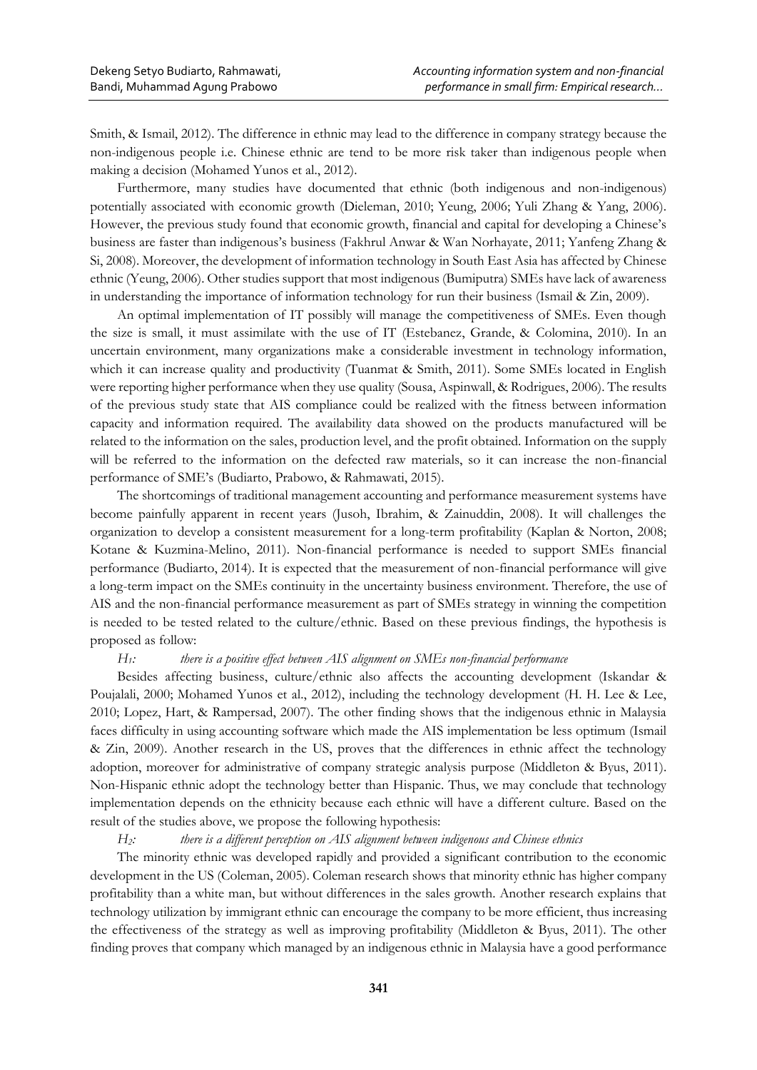Smith, & Ismail, 2012). The difference in ethnic may lead to the difference in company strategy because the non-indigenous people i.e. Chinese ethnic are tend to be more risk taker than indigenous people when making a decision (Mohamed Yunos et al., 2012).

Furthermore, many studies have documented that ethnic (both indigenous and non-indigenous) potentially associated with economic growth (Dieleman, 2010; Yeung, 2006; Yuli Zhang & Yang, 2006). However, the previous study found that economic growth, financial and capital for developing a Chinese's business are faster than indigenous's business (Fakhrul Anwar & Wan Norhayate, 2011; Yanfeng Zhang & Si, 2008). Moreover, the development of information technology in South East Asia has affected by Chinese ethnic (Yeung, 2006). Other studies support that most indigenous (Bumiputra) SMEs have lack of awareness in understanding the importance of information technology for run their business (Ismail & Zin, 2009).

An optimal implementation of IT possibly will manage the competitiveness of SMEs. Even though the size is small, it must assimilate with the use of IT (Estebanez, Grande, & Colomina, 2010). In an uncertain environment, many organizations make a considerable investment in technology information, which it can increase quality and productivity (Tuanmat & Smith, 2011). Some SMEs located in English were reporting higher performance when they use quality (Sousa, Aspinwall, & Rodrigues, 2006). The results of the previous study state that AIS compliance could be realized with the fitness between information capacity and information required. The availability data showed on the products manufactured will be related to the information on the sales, production level, and the profit obtained. Information on the supply will be referred to the information on the defected raw materials, so it can increase the non-financial performance of SME's (Budiarto, Prabowo, & Rahmawati, 2015).

The shortcomings of traditional management accounting and performance measurement systems have become painfully apparent in recent years (Jusoh, Ibrahim, & Zainuddin, 2008). It will challenges the organization to develop a consistent measurement for a long-term profitability (Kaplan & Norton, 2008; Kotane & Kuzmina-Melino, 2011). Non-financial performance is needed to support SMEs financial performance (Budiarto, 2014). It is expected that the measurement of non-financial performance will give a long-term impact on the SMEs continuity in the uncertainty business environment. Therefore, the use of AIS and the non-financial performance measurement as part of SMEs strategy in winning the competition is needed to be tested related to the culture/ethnic. Based on these previous findings, the hypothesis is proposed as follow:

*$H_1$: there is a positive effect between AIS alignment on SMEs non-financial performance*

Besides affecting business, culture/ethnic also affects the accounting development (Iskandar & Poujalali, 2000; Mohamed Yunos et al., 2012), including the technology development (H. H. Lee & Lee, 2010; Lopez, Hart, & Rampersad, 2007). The other finding shows that the indigenous ethnic in Malaysia faces difficulty in using accounting software which made the AIS implementation be less optimum (Ismail & Zin, 2009). Another research in the US, proves that the differences in ethnic affect the technology adoption, moreover for administrative of company strategic analysis purpose (Middleton & Byus, 2011). Non-Hispanic ethnic adopt the technology better than Hispanic. Thus, we may conclude that technology implementation depends on the ethnicity because each ethnic will have a different culture. Based on the result of the studies above, we propose the following hypothesis:

*$H_2$: there is a different perception on AIS alignment between indigenous and Chinese ethnics*

The minority ethnic was developed rapidly and provided a significant contribution to the economic development in the US (Coleman, 2005). Coleman research shows that minority ethnic has higher company profitability than a white man, but without differences in the sales growth. Another research explains that technology utilization by immigrant ethnic can encourage the company to be more efficient, thus increasing the effectiveness of the strategy as well as improving profitability (Middleton & Byus, 2011). The other finding proves that company which managed by an indigenous ethnic in Malaysia have a good performance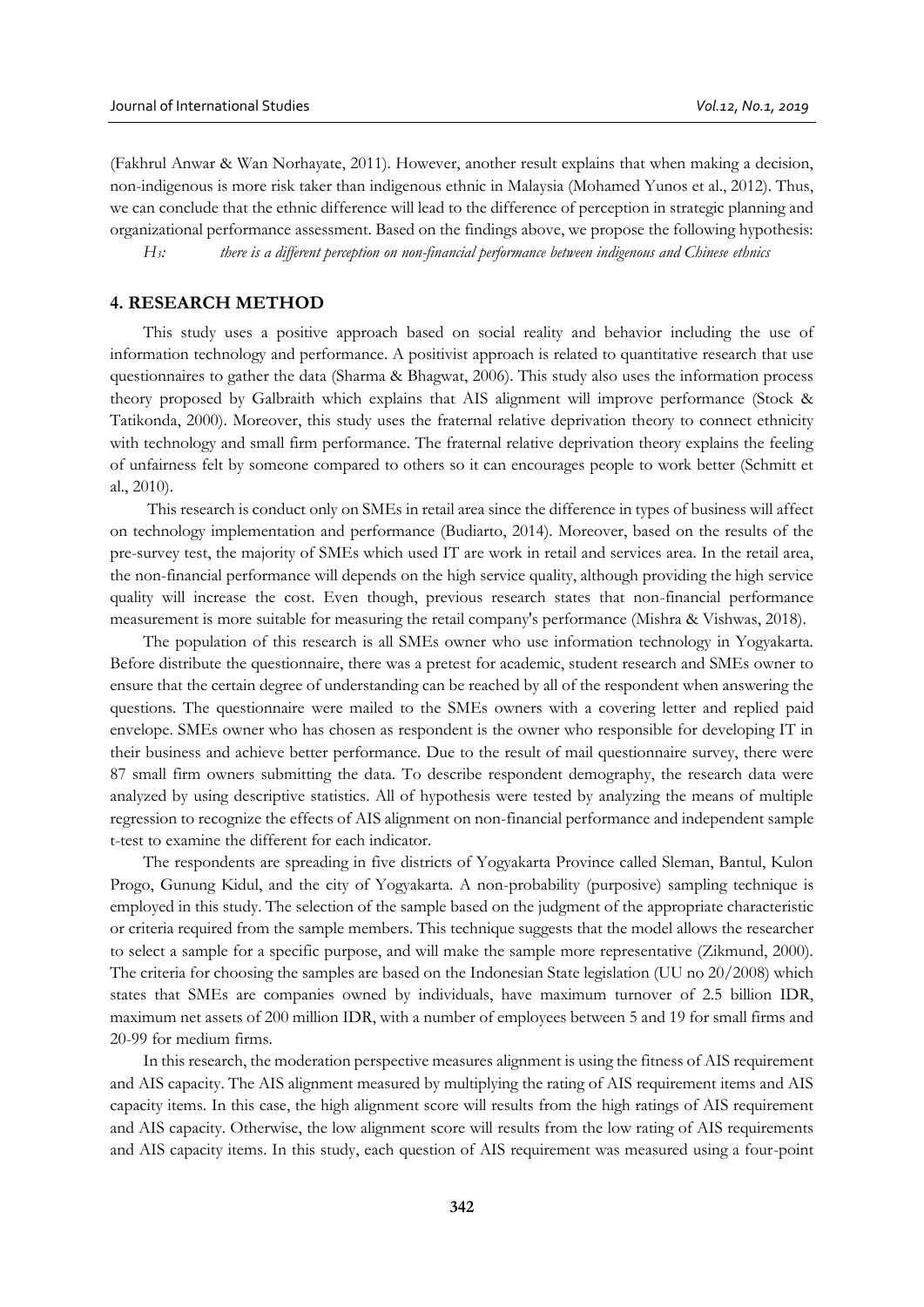(Fakhrul Anwar & Wan Norhayate, 2011). However, another result explains that when making a decision, non-indigenous is more risk taker than indigenous ethnic in Malaysia (Mohamed Yunos et al., 2012). Thus, we can conclude that the ethnic difference will lead to the difference of perception in strategic planning and organizational performance assessment. Based on the findings above, we propose the following hypothesis:

*H3: there is a different perception on non-financial performance between indigenous and Chinese ethnics*

## 4. RESEARCH METHOD

This study uses a positive approach based on social reality and behavior including the use of information technology and performance. A positivist approach is related to quantitative research that use questionnaires to gather the data (Sharma & Bhagwat, 2006). This study also uses the information process theory proposed by Galbraith which explains that AIS alignment will improve performance (Stock & Tatikonda, 2000). Moreover, this study uses the fraternal relative deprivation theory to connect ethnicity with technology and small firm performance. The fraternal relative deprivation theory explains the feeling of unfairness felt by someone compared to others so it can encourages people to work better (Schmitt et al., 2010).

This research is conduct only on SMEs in retail area since the difference in types of business will affect on technology implementation and performance (Budiarto, 2014). Moreover, based on the results of the pre-survey test, the majority of SMEs which used IT are work in retail and services area. In the retail area, the non-financial performance will depends on the high service quality, although providing the high service quality will increase the cost. Even though, previous research states that non-financial performance measurement is more suitable for measuring the retail company's performance (Mishra & Vishwas, 2018).

The population of this research is all SMEs owner who use information technology in Yogyakarta. Before distribute the questionnaire, there was a pretest for academic, student research and SMEs owner to ensure that the certain degree of understanding can be reached by all of the respondent when answering the questions. The questionnaire were mailed to the SMEs owners with a covering letter and replied paid envelope. SMEs owner who has chosen as respondent is the owner who responsible for developing IT in their business and achieve better performance. Due to the result of mail questionnaire survey, there were 87 small firm owners submitting the data. To describe respondent demography, the research data were analyzed by using descriptive statistics. All of hypothesis were tested by analyzing the means of multiple regression to recognize the effects of AIS alignment on non-financial performance and independent sample t-test to examine the different for each indicator.

The respondents are spreading in five districts of Yogyakarta Province called Sleman, Bantul, Kulon Progo, Gunung Kidul, and the city of Yogyakarta. A non-probability (purposive) sampling technique is employed in this study. The selection of the sample based on the judgment of the appropriate characteristic or criteria required from the sample members. This technique suggests that the model allows the researcher to select a sample for a specific purpose, and will make the sample more representative (Zikmund, 2000). The criteria for choosing the samples are based on the Indonesian State legislation (UU no 20/2008) which states that SMEs are companies owned by individuals, have maximum turnover of 2.5 billion IDR, maximum net assets of 200 million IDR, with a number of employees between 5 and 19 for small firms and 20-99 for medium firms.

In this research, the moderation perspective measures alignment is using the fitness of AIS requirement and AIS capacity. The AIS alignment measured by multiplying the rating of AIS requirement items and AIS capacity items. In this case, the high alignment score will results from the high ratings of AIS requirement and AIS capacity. Otherwise, the low alignment score will results from the low rating of AIS requirements and AIS capacity items. In this study, each question of AIS requirement was measured using a four-point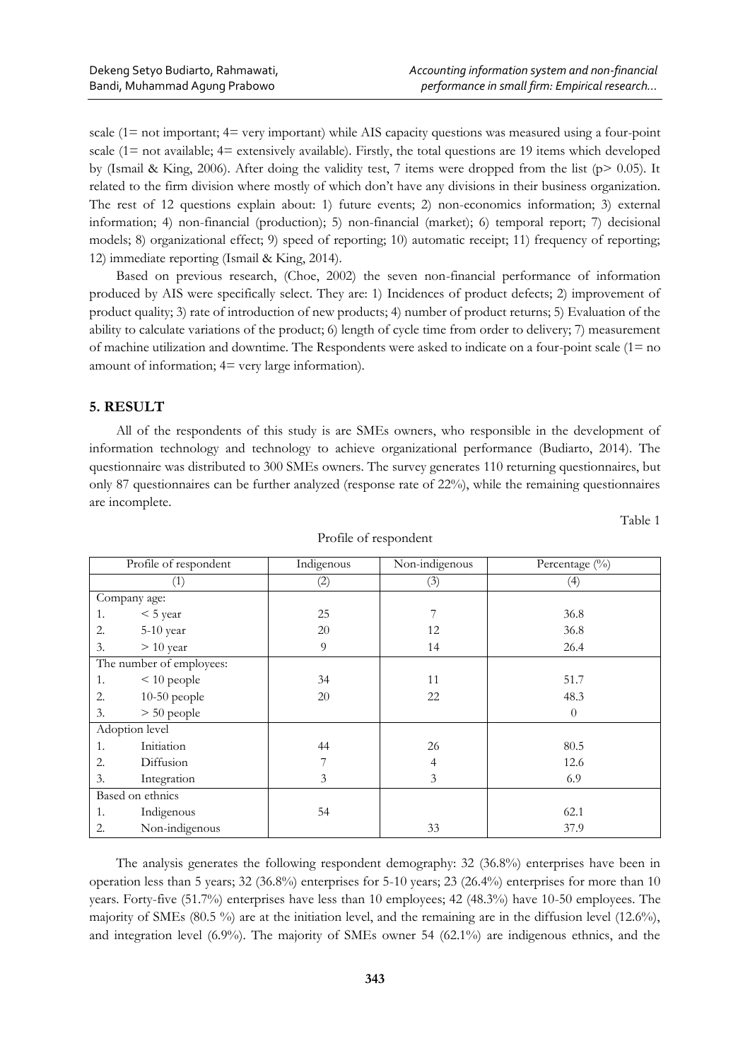scale (1= not important; 4= very important) while AIS capacity questions was measured using a four-point scale (1= not available; 4= extensively available). Firstly, the total questions are 19 items which developed by (Ismail & King, 2006). After doing the validity test, 7 items were dropped from the list ($p > 0.05$). It related to the firm division where mostly of which don't have any divisions in their business organization. The rest of 12 questions explain about: 1) future events; 2) non-economics information; 3) external information; 4) non-financial (production); 5) non-financial (market); 6) temporal report; 7) decisional models; 8) organizational effect; 9) speed of reporting; 10) automatic receipt; 11) frequency of reporting; 12) immediate reporting (Ismail & King, 2014).

Based on previous research, (Choe, 2002) the seven non-financial performance of information produced by AIS were specifically select. They are: 1) Incidences of product defects; 2) improvement of product quality; 3) rate of introduction of new products; 4) number of product returns; 5) Evaluation of the ability to calculate variations of the product; 6) length of cycle time from order to delivery; 7) measurement of machine utilization and downtime. The Respondents were asked to indicate on a four-point scale (1= no amount of information; 4= very large information).

## 5. RESULT

All of the respondents of this study is are SMEs owners, who responsible in the development of information technology and technology to achieve organizational performance (Budiarto, 2014). The questionnaire was distributed to 300 SMEs owners. The survey generates 110 returning questionnaires, but only 87 questionnaires can be further analyzed (response rate of 22%), while the remaining questionnaires are incomplete.

Table 1

Profile of respondent

| Profile of respondent | Indigenous | Non-indigenous | Percentage (%) |
|---|---|---|---|
| (1) | (2) | (3) | (4) |
| Company age: | | | |
| 1. < 5 year | 25 | 7 | 36.8 |
| 2. 5-10 year | 20 | 12 | 36.8 |
| 3. > 10 year | 9 | 14 | 26.4 |
| The number of employees: | | | |
| 1. < 10 people | 34 | 11 | 51.7 |
| 2. 10-50 people | 20 | 22 | 48.3 |
| 3. > 50 people | | | 0 |
| Adoption level | | | |
| 1. Initiation | 44 | 26 | 80.5 |
| 2. Diffusion | 7 | 4 | 12.6 |
| 3. Integration | 3 | 3 | 6.9 |
| Based on ethnics | | | |
| 1. Indigenous | 54 | | 62.1 |
| 2. Non-indigenous | | 33 | 37.9 |

The analysis generates the following respondent demography: 32 (36.8%) enterprises have been in operation less than 5 years; 32 (36.8%) enterprises for 5-10 years; 23 (26.4%) enterprises for more than 10 years. Forty-five (51.7%) enterprises have less than 10 employees; 42 (48.3%) have 10-50 employees. The majority of SMEs (80.5 %) are at the initiation level, and the remaining are in the diffusion level (12.6%), and integration level (6.9%). The majority of SMEs owner 54 (62.1%) are indigenous ethnics, and the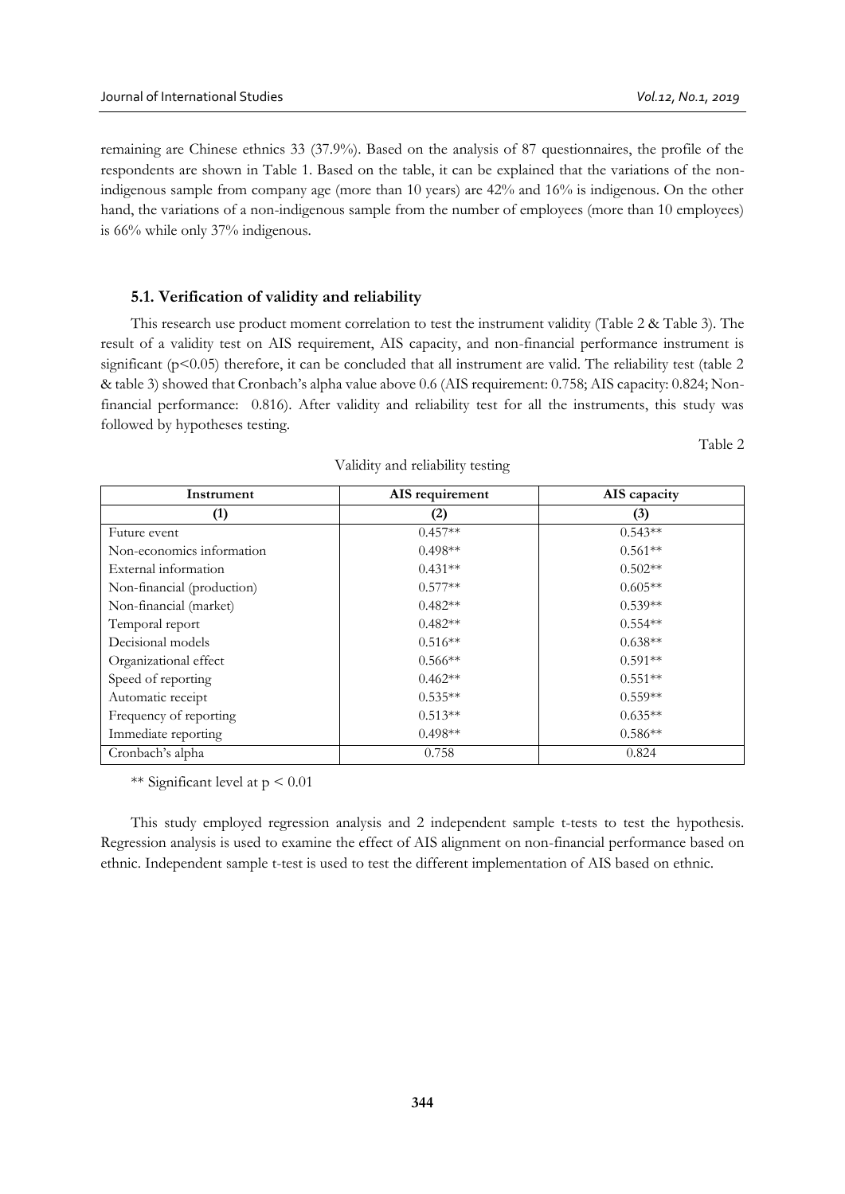remaining are Chinese ethnics 33 (37.9%). Based on the analysis of 87 questionnaires, the profile of the respondents are shown in Table 1. Based on the table, it can be explained that the variations of the non-indigenous sample from company age (more than 10 years) are 42% and 16% is indigenous. On the other hand, the variations of a non-indigenous sample from the number of employees (more than 10 employees) is 66% while only 37% indigenous.

### 5.1. Verification of validity and reliability

This research use product moment correlation to test the instrument validity (Table 2 & Table 3). The result of a validity test on AIS requirement, AIS capacity, and non-financial performance instrument is significant ($p<0.05$) therefore, it can be concluded that all instrument are valid. The reliability test (table 2 & table 3) showed that Cronbach's alpha value above 0.6 (AIS requirement: 0.758; AIS capacity: 0.824; Non-financial performance: 0.816). After validity and reliability test for all the instruments, this study was followed by hypotheses testing.

Table 2

Validity and reliability testing

| Instrument | AIS requirement | AIS capacity |
|---|---|---|
| **(1)** | **(2)** | **(3)** |
| Future event | 0.457** | 0.543** |
| Non-economics information | 0.498** | 0.561** |
| External information | 0.431** | 0.502** |
| Non-financial (production) | 0.577** | 0.605** |
| Non-financial (market) | 0.482** | 0.539** |
| Temporal report | 0.482** | 0.554** |
| Decisional models | 0.516** | 0.638** |
| Organizational effect | 0.566** | 0.591** |
| Speed of reporting | 0.462** | 0.551** |
| Automatic receipt | 0.535** | 0.559** |
| Frequency of reporting | 0.513** | 0.635** |
| Immediate reporting | 0.498** | 0.586** |
| Cronbach's alpha | 0.758 | 0.824 |

** Significant level at $p < 0.01$

This study employed regression analysis and 2 independent sample t-tests to test the hypothesis. Regression analysis is used to examine the effect of AIS alignment on non-financial performance based on ethnic. Independent sample t-test is used to test the different implementation of AIS based on ethnic.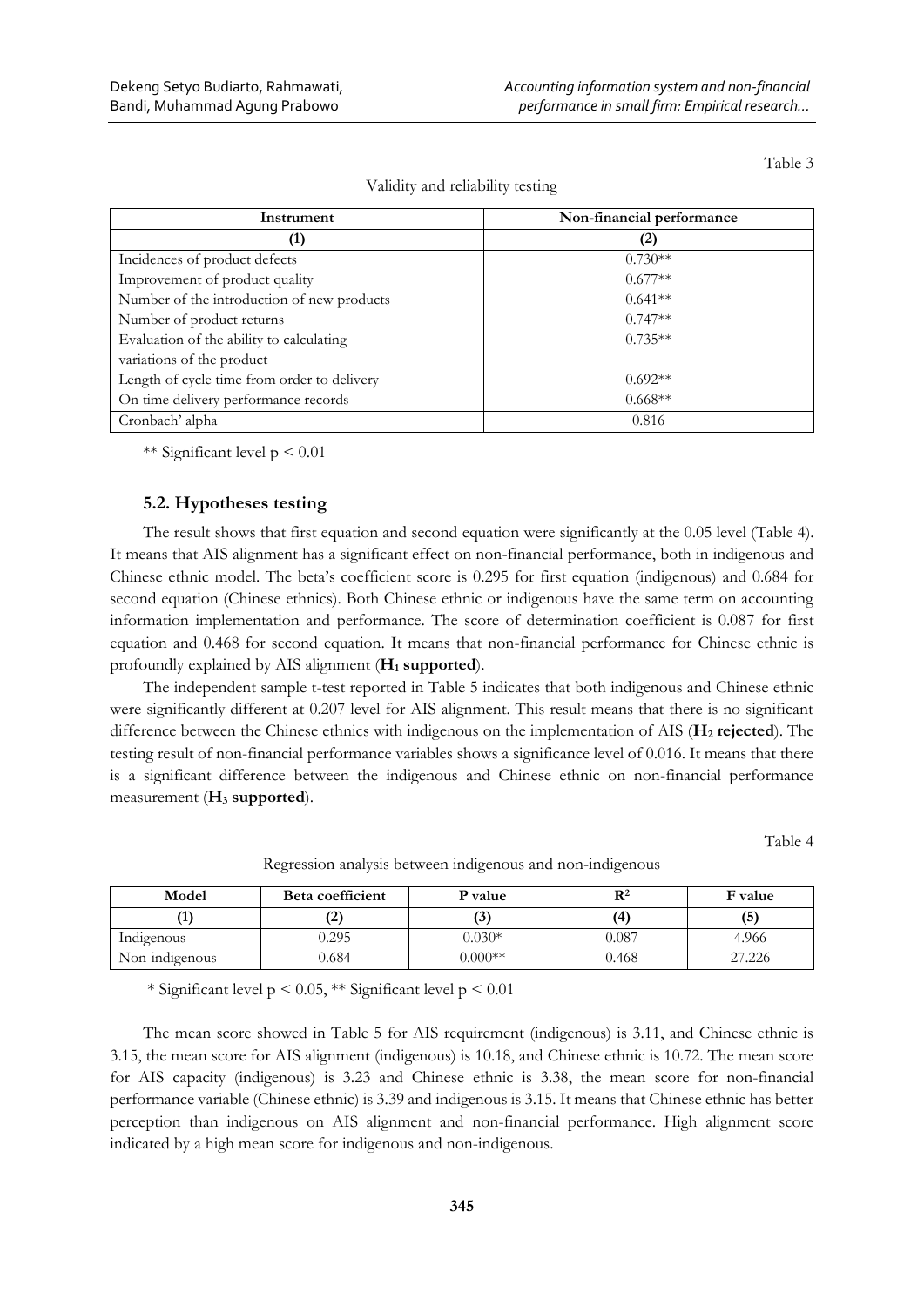Table 3

Validity and reliability testing

| Instrument | Non-financial performance |
|---|---|
| (1) | (2) |
| Incidences of product defects | 0.730** |
| Improvement of product quality | 0.677** |
| Number of the introduction of new products | 0.641** |
| Number of product returns | 0.747** |
| Evaluation of the ability to calculating variations of the product | 0.735** |
| Length of cycle time from order to delivery | 0.692** |
| On time delivery performance records | 0.668** |
| Cronbach' alpha | 0.816 |

** Significant level $p < 0.01$

### 5.2. Hypotheses testing

The result shows that first equation and second equation were significantly at the 0.05 level (Table 4). It means that AIS alignment has a significant effect on non-financial performance, both in indigenous and Chinese ethnic model. The beta's coefficient score is 0.295 for first equation (indigenous) and 0.684 for second equation (Chinese ethnics). Both Chinese ethnic or indigenous have the same term on accounting information implementation and performance. The score of determination coefficient is 0.087 for first equation and 0.468 for second equation. It means that non-financial performance for Chinese ethnic is profoundly explained by AIS alignment (**$H_1$ supported**).

The independent sample t-test reported in Table 5 indicates that both indigenous and Chinese ethnic were significantly different at 0.207 level for AIS alignment. This result means that there is no significant difference between the Chinese ethnics with indigenous on the implementation of AIS (**$H_2$ rejected**). The testing result of non-financial performance variables shows a significance level of 0.016. It means that there is a significant difference between the indigenous and Chinese ethnic on non-financial performance measurement (**$H_3$ supported**).

Table 4

Regression analysis between indigenous and non-indigenous

| Model | Beta coefficient | P value | $R^2$ | F value |
|---|---|---|---|---|
| (1) | (2) | (3) | (4) | (5) |
| Indigenous | 0.295 | 0.030* | 0.087 | 4.966 |
| Non-indigenous | 0.684 | 0.000** | 0.468 | 27.226 |

* Significant level $p < 0.05$, ** Significant level $p < 0.01$

The mean score showed in Table 5 for AIS requirement (indigenous) is 3.11, and Chinese ethnic is 3.15, the mean score for AIS alignment (indigenous) is 10.18, and Chinese ethnic is 10.72. The mean score for AIS capacity (indigenous) is 3.23 and Chinese ethnic is 3.38, the mean score for non-financial performance variable (Chinese ethnic) is 3.39 and indigenous is 3.15. It means that Chinese ethnic has better perception than indigenous on AIS alignment and non-financial performance. High alignment score indicated by a high mean score for indigenous and non-indigenous.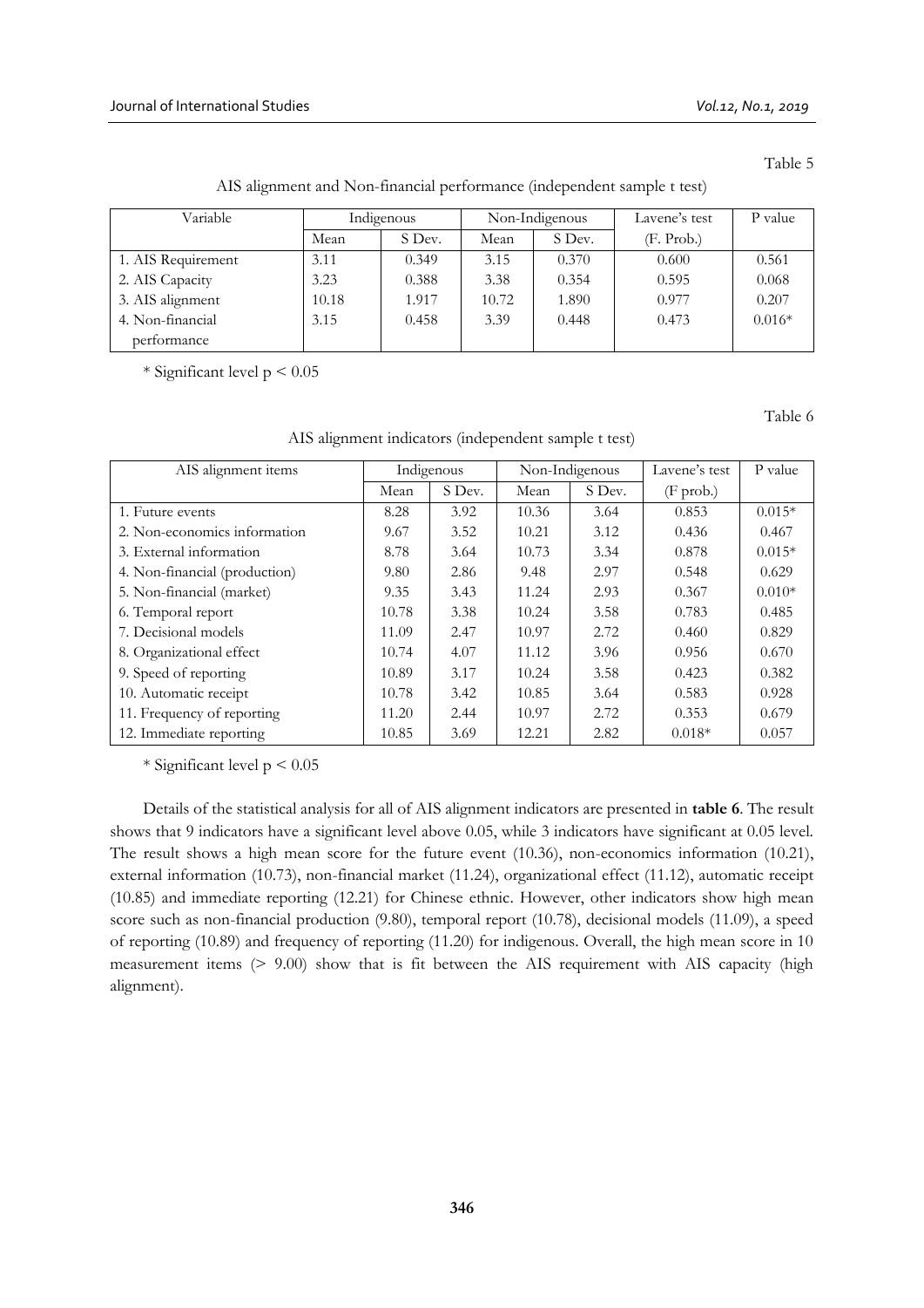Table 5

AIS alignment and Non-financial performance (independent sample t test)

| Variable | Indigenous | | Non-Indigenous | | Lavene's test | P value |
|---|---|---|---|---|---|---|
| | Mean | S Dev. | Mean | S Dev. | (F. Prob.) | |
| 1. AIS Requirement | 3.11 | 0.349 | 3.15 | 0.370 | 0.600 | 0.561 |
| 2. AIS Capacity | 3.23 | 0.388 | 3.38 | 0.354 | 0.595 | 0.068 |
| 3. AIS alignment | 10.18 | 1.917 | 10.72 | 1.890 | 0.977 | 0.207 |
| 4. Non-financial performance | 3.15 | 0.458 | 3.39 | 0.448 | 0.473 | 0.016* |

* Significant level $p < 0.05$

Table 6

AIS alignment indicators (independent sample t test)

| AIS alignment items | Indigenous | | Non-Indigenous | | Lavene's test | P value |
|---|---|---|---|---|---|---|
| | Mean | S Dev. | Mean | S Dev. | (F prob.) | |
| 1. Future events | 8.28 | 3.92 | 10.36 | 3.64 | 0.853 | 0.015* |
| 2. Non-economics information | 9.67 | 3.52 | 10.21 | 3.12 | 0.436 | 0.467 |
| 3. External information | 8.78 | 3.64 | 10.73 | 3.34 | 0.878 | 0.015* |
| 4. Non-financial (production) | 9.80 | 2.86 | 9.48 | 2.97 | 0.548 | 0.629 |
| 5. Non-financial (market) | 9.35 | 3.43 | 11.24 | 2.93 | 0.367 | 0.010* |
| 6. Temporal report | 10.78 | 3.38 | 10.24 | 3.58 | 0.783 | 0.485 |
| 7. Decisional models | 11.09 | 2.47 | 10.97 | 2.72 | 0.460 | 0.829 |
| 8. Organizational effect | 10.74 | 4.07 | 11.12 | 3.96 | 0.956 | 0.670 |
| 9. Speed of reporting | 10.89 | 3.17 | 10.24 | 3.58 | 0.423 | 0.382 |
| 10. Automatic receipt | 10.78 | 3.42 | 10.85 | 3.64 | 0.583 | 0.928 |
| 11. Frequency of reporting | 11.20 | 2.44 | 10.97 | 2.72 | 0.353 | 0.679 |
| 12. Immediate reporting | 10.85 | 3.69 | 12.21 | 2.82 | 0.018* | 0.057 |

* Significant level $p < 0.05$

Details of the statistical analysis for all of AIS alignment indicators are presented in **table 6**. The result shows that 9 indicators have a significant level above 0.05, while 3 indicators have significant at 0.05 level. The result shows a high mean score for the future event (10.36), non-economics information (10.21), external information (10.73), non-financial market (11.24), organizational effect (11.12), automatic receipt (10.85) and immediate reporting (12.21) for Chinese ethnic. However, other indicators show high mean score such as non-financial production (9.80), temporal report (10.78), decisional models (11.09), a speed of reporting (10.89) and frequency of reporting (11.20) for indigenous. Overall, the high mean score in 10 measurement items (> 9.00) show that is fit between the AIS requirement with AIS capacity (high alignment).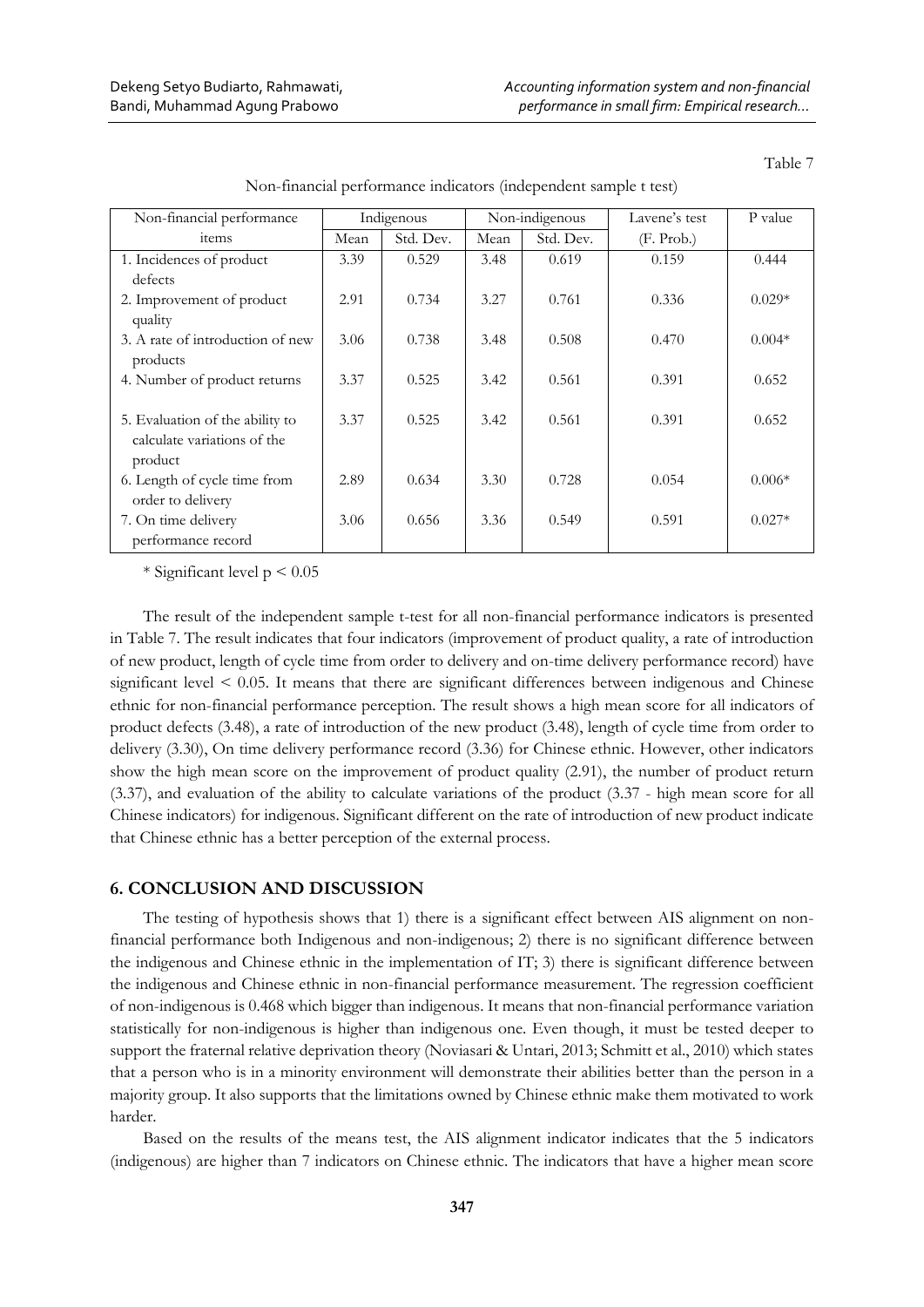Table 7

Non-financial performance indicators (independent sample t test)

| Non-financial performance items | Indigenous | | Non-indigenous | | Lavene's test | P value |
|---|---|---|---|---|---|---|
| | Mean | Std. Dev. | Mean | Std. Dev. | (F. Prob.) | |
| 1. Incidences of product defects | 3.39 | 0.529 | 3.48 | 0.619 | 0.159 | 0.444 |
| 2. Improvement of product quality | 2.91 | 0.734 | 3.27 | 0.761 | 0.336 | 0.029* |
| 3. A rate of introduction of new products | 3.06 | 0.738 | 3.48 | 0.508 | 0.470 | 0.004* |
| 4. Number of product returns | 3.37 | 0.525 | 3.42 | 0.561 | 0.391 | 0.652 |
| 5. Evaluation of the ability to calculate variations of the product | 3.37 | 0.525 | 3.42 | 0.561 | 0.391 | 0.652 |
| 6. Length of cycle time from order to delivery | 2.89 | 0.634 | 3.30 | 0.728 | 0.054 | 0.006* |
| 7. On time delivery performance record | 3.06 | 0.656 | 3.36 | 0.549 | 0.591 | 0.027* |

* Significant level $p < 0.05$

The result of the independent sample t-test for all non-financial performance indicators is presented in Table 7. The result indicates that four indicators (improvement of product quality, a rate of introduction of new product, length of cycle time from order to delivery and on-time delivery performance record) have significant level < 0.05. It means that there are significant differences between indigenous and Chinese ethnic for non-financial performance perception. The result shows a high mean score for all indicators of product defects (3.48), a rate of introduction of the new product (3.48), length of cycle time from order to delivery (3.30), On time delivery performance record (3.36) for Chinese ethnic. However, other indicators show the high mean score on the improvement of product quality (2.91), the number of product return (3.37), and evaluation of the ability to calculate variations of the product (3.37 - high mean score for all Chinese indicators) for indigenous. Significant different on the rate of introduction of new product indicate that Chinese ethnic has a better perception of the external process.

## 6. CONCLUSION AND DISCUSSION

The testing of hypothesis shows that 1) there is a significant effect between AIS alignment on non-financial performance both Indigenous and non-indigenous; 2) there is no significant difference between the indigenous and Chinese ethnic in the implementation of IT; 3) there is significant difference between the indigenous and Chinese ethnic in non-financial performance measurement. The regression coefficient of non-indigenous is 0.468 which bigger than indigenous. It means that non-financial performance variation statistically for non-indigenous is higher than indigenous one. Even though, it must be tested deeper to support the fraternal relative deprivation theory (Noviasari & Untari, 2013; Schmitt et al., 2010) which states that a person who is in a minority environment will demonstrate their abilities better than the person in a majority group. It also supports that the limitations owned by Chinese ethnic make them motivated to work harder.

Based on the results of the means test, the AIS alignment indicator indicates that the 5 indicators (indigenous) are higher than 7 indicators on Chinese ethnic. The indicators that have a higher mean score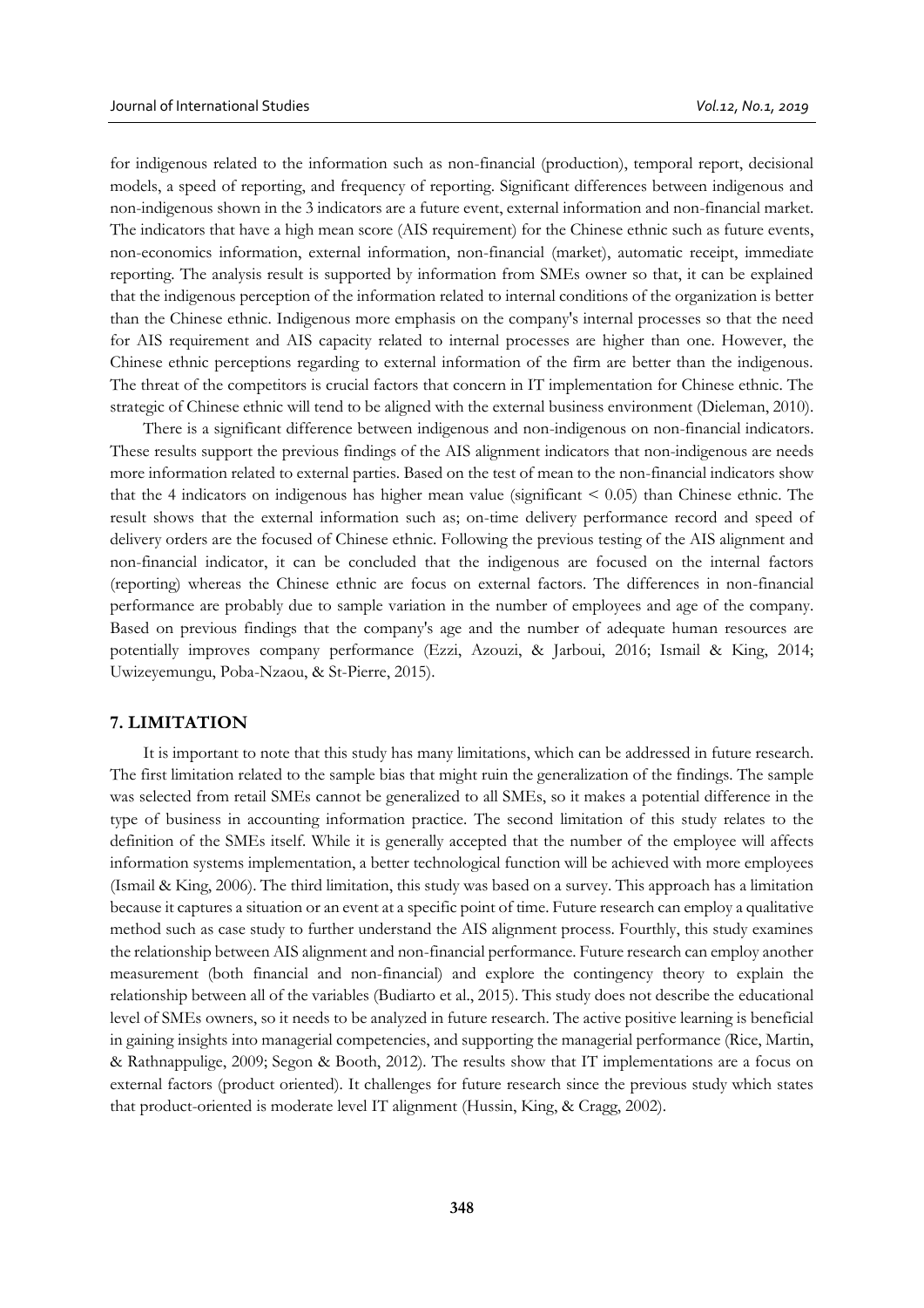for indigenous related to the information such as non-financial (production), temporal report, decisional models, a speed of reporting, and frequency of reporting. Significant differences between indigenous and non-indigenous shown in the 3 indicators are a future event, external information and non-financial market. The indicators that have a high mean score (AIS requirement) for the Chinese ethnic such as future events, non-economics information, external information, non-financial (market), automatic receipt, immediate reporting. The analysis result is supported by information from SMEs owner so that, it can be explained that the indigenous perception of the information related to internal conditions of the organization is better than the Chinese ethnic. Indigenous more emphasis on the company's internal processes so that the need for AIS requirement and AIS capacity related to internal processes are higher than one. However, the Chinese ethnic perceptions regarding to external information of the firm are better than the indigenous. The threat of the competitors is crucial factors that concern in IT implementation for Chinese ethnic. The strategic of Chinese ethnic will tend to be aligned with the external business environment (Dieleman, 2010).

There is a significant difference between indigenous and non-indigenous on non-financial indicators. These results support the previous findings of the AIS alignment indicators that non-indigenous are needs more information related to external parties. Based on the test of mean to the non-financial indicators show that the 4 indicators on indigenous has higher mean value (significant < 0.05) than Chinese ethnic. The result shows that the external information such as; on-time delivery performance record and speed of delivery orders are the focused of Chinese ethnic. Following the previous testing of the AIS alignment and non-financial indicator, it can be concluded that the indigenous are focused on the internal factors (reporting) whereas the Chinese ethnic are focus on external factors. The differences in non-financial performance are probably due to sample variation in the number of employees and age of the company. Based on previous findings that the company's age and the number of adequate human resources are potentially improves company performance (Ezzi, Azouzi, & Jarboui, 2016; Ismail & King, 2014; Uwizeyemungu, Poba-Nzaou, & St-Pierre, 2015).

## 7. LIMITATION

It is important to note that this study has many limitations, which can be addressed in future research. The first limitation related to the sample bias that might ruin the generalization of the findings. The sample was selected from retail SMEs cannot be generalized to all SMEs, so it makes a potential difference in the type of business in accounting information practice. The second limitation of this study relates to the definition of the SMEs itself. While it is generally accepted that the number of the employee will affects information systems implementation, a better technological function will be achieved with more employees (Ismail & King, 2006). The third limitation, this study was based on a survey. This approach has a limitation because it captures a situation or an event at a specific point of time. Future research can employ a qualitative method such as case study to further understand the AIS alignment process. Fourthly, this study examines the relationship between AIS alignment and non-financial performance. Future research can employ another measurement (both financial and non-financial) and explore the contingency theory to explain the relationship between all of the variables (Budiarto et al., 2015). This study does not describe the educational level of SMEs owners, so it needs to be analyzed in future research. The active positive learning is beneficial in gaining insights into managerial competencies, and supporting the managerial performance (Rice, Martin, & Rathnappulige, 2009; Segon & Booth, 2012). The results show that IT implementations are a focus on external factors (product oriented). It challenges for future research since the previous study which states that product-oriented is moderate level IT alignment (Hussin, King, & Cragg, 2002).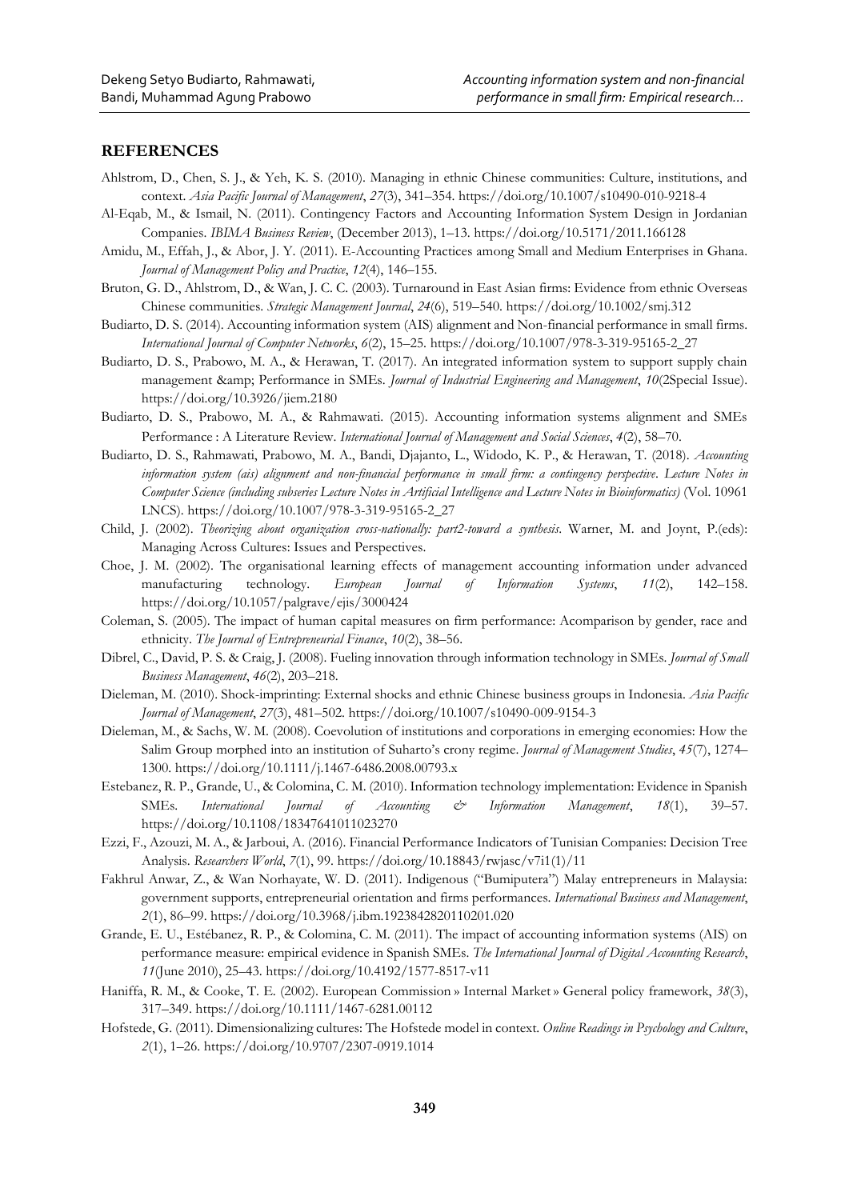## REFERENCES

Ahlstrom, D., Chen, S. J., & Yeh, K. S. (2010). Managing in ethnic Chinese communities: Culture, institutions, and context. *Asia Pacific Journal of Management*, *27*(3), 341–354. https://doi.org/10.1007/s10490-010-9218-4

Al-Eqab, M., & Ismail, N. (2011). Contingency Factors and Accounting Information System Design in Jordanian Companies. *IBIMA Business Review*, (December 2013), 1–13. https://doi.org/10.5171/2011.166128

Amidu, M., Effah, J., & Abor, J. Y. (2011). E-Accounting Practices among Small and Medium Enterprises in Ghana. *Journal of Management Policy and Practice*, *12*(4), 146–155.

Bruton, G. D., Ahlstrom, D., & Wan, J. C. C. (2003). Turnaround in East Asian firms: Evidence from ethnic Overseas Chinese communities. *Strategic Management Journal*, *24*(6), 519–540. https://doi.org/10.1002/smj.312

Budiarto, D. S. (2014). Accounting information system (AIS) alignment and Non-financial performance in small firms. *International Journal of Computer Networks*, *6*(2), 15–25. https://doi.org/10.1007/978-3-319-95165-2_27

Budiarto, D. S., Prabowo, M. A., & Herawan, T. (2017). An integrated information system to support supply chain management &amp; Performance in SMEs. *Journal of Industrial Engineering and Management*, *10*(2Special Issue). https://doi.org/10.3926/jiem.2180

Budiarto, D. S., Prabowo, M. A., & Rahmawati. (2015). Accounting information systems alignment and SMEs Performance : A Literature Review. *International Journal of Management and Social Sciences*, *4*(2), 58–70.

Budiarto, D. S., Rahmawati, Prabowo, M. A., Bandi, Djajanto, L., Widodo, K. P., & Herawan, T. (2018). *Accounting information system (ais) alignment and non-financial performance in small firm: a contingency perspective*. *Lecture Notes in Computer Science (including subseries Lecture Notes in Artificial Intelligence and Lecture Notes in Bioinformatics)* (Vol. 10961 LNCS). https://doi.org/10.1007/978-3-319-95165-2_27

Child, J. (2002). *Theorizing about organization cross-nationally: part2-toward a synthesis*. Warner, M. and Joynt, P.(eds): Managing Across Cultures: Issues and Perspectives.

Choe, J. M. (2002). The organisational learning effects of management accounting information under advanced manufacturing technology. *European Journal of Information Systems*, *11*(2), 142–158. https://doi.org/10.1057/palgrave/ejis/3000424

Coleman, S. (2005). The impact of human capital measures on firm performance: Acomparison by gender, race and ethnicity. *The Journal of Entrepreneurial Finance*, *10*(2), 38–56.

Dibrel, C., David, P. S. & Craig, J. (2008). Fueling innovation through information technology in SMEs. *Journal of Small Business Management*, *46*(2), 203–218.

Dieleman, M. (2010). Shock-imprinting: External shocks and ethnic Chinese business groups in Indonesia. *Asia Pacific Journal of Management*, *27*(3), 481–502. https://doi.org/10.1007/s10490-009-9154-3

Dieleman, M., & Sachs, W. M. (2008). Coevolution of institutions and corporations in emerging economies: How the Salim Group morphed into an institution of Suharto's crony regime. *Journal of Management Studies*, *45*(7), 1274–1300. https://doi.org/10.1111/j.1467-6486.2008.00793.x

Estebanez, R. P., Grande, U., & Colomina, C. M. (2010). Information technology implementation: Evidence in Spanish SMEs. *International Journal of Accounting & Information Management*, *18*(1), 39–57. https://doi.org/10.1108/18347641011023270

Ezzi, F., Azouzi, M. A., & Jarboui, A. (2016). Financial Performance Indicators of Tunisian Companies: Decision Tree Analysis. *Researchers World*, *7*(1), 99. https://doi.org/10.18843/rwjasc/v7i1(1)/11

Fakhrul Anwar, Z., & Wan Norhayate, W. D. (2011). Indigenous ("Bumiputera") Malay entrepreneurs in Malaysia: government supports, entrepreneurial orientation and firms performances. *International Business and Management*, *2*(1), 86–99. https://doi.org/10.3968/j.ibm.1923842820110201.020

Grande, E. U., Estébanez, R. P., & Colomina, C. M. (2011). The impact of accounting information systems (AIS) on performance measure: empirical evidence in Spanish SMEs. *The International Journal of Digital Accounting Research*, *11*(June 2010), 25–43. https://doi.org/10.4192/1577-8517-v11

Haniffa, R. M., & Cooke, T. E. (2002). European Commission » Internal Market » General policy framework, *38*(3), 317–349. https://doi.org/10.1111/1467-6281.00112

Hofstede, G. (2011). Dimensionalizing cultures: The Hofstede model in context. *Online Readings in Psychology and Culture*, *2*(1), 1–26. https://doi.org/10.9707/2307-0919.1014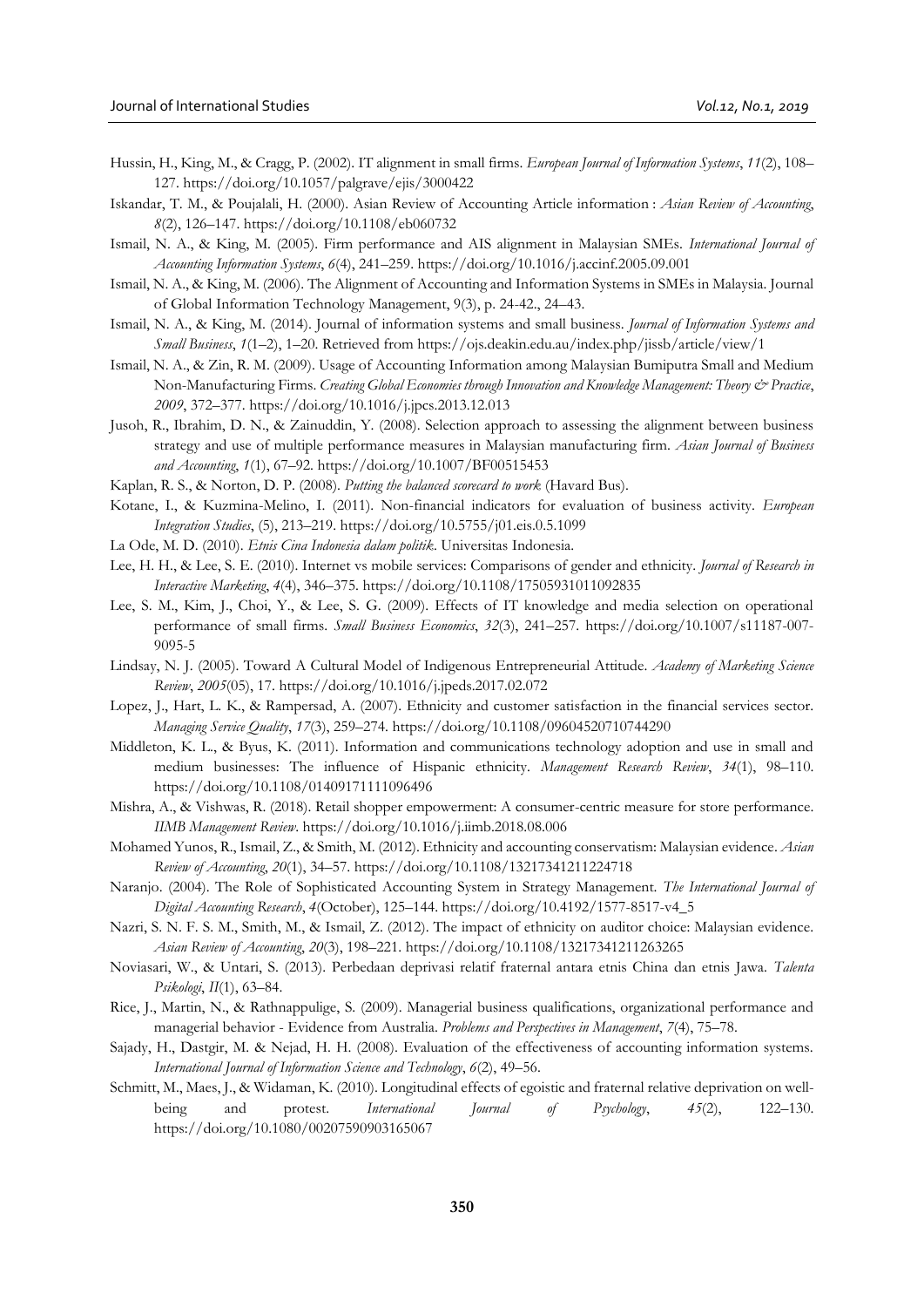Hussin, H., King, M., & Cragg, P. (2002). IT alignment in small firms. *European Journal of Information Systems*, *11*(2), 108–127. https://doi.org/10.1057/palgrave/ejis/3000422

Iskandar, T. M., & Poujalali, H. (2000). Asian Review of Accounting Article information : *Asian Review of Accounting*, *8*(2), 126–147. https://doi.org/10.1108/eb060732

Ismail, N. A., & King, M. (2005). Firm performance and AIS alignment in Malaysian SMEs. *International Journal of Accounting Information Systems*, *6*(4), 241–259. https://doi.org/10.1016/j.accinf.2005.09.001

Ismail, N. A., & King, M. (2006). The Alignment of Accounting and Information Systems in SMEs in Malaysia. Journal of Global Information Technology Management, 9(3), p. 24-42., 24–43.

Ismail, N. A., & King, M. (2014). Journal of information systems and small business. *Journal of Information Systems and Small Business*, *1*(1–2), 1–20. Retrieved from https://ojs.deakin.edu.au/index.php/jissb/article/view/1

Ismail, N. A., & Zin, R. M. (2009). Usage of Accounting Information among Malaysian Bumiputra Small and Medium Non-Manufacturing Firms. *Creating Global Economies through Innovation and Knowledge Management: Theory & Practice*, *2009*, 372–377. https://doi.org/10.1016/j.jpcs.2013.12.013

Jusoh, R., Ibrahim, D. N., & Zainuddin, Y. (2008). Selection approach to assessing the alignment between business strategy and use of multiple performance measures in Malaysian manufacturing firm. *Asian Journal of Business and Accounting*, *1*(1), 67–92. https://doi.org/10.1007/BF00515453

Kaplan, R. S., & Norton, D. P. (2008). *Putting the balanced scorecard to work* (Havard Bus).

Kotane, I., & Kuzmina-Melino, I. (2011). Non-financial indicators for evaluation of business activity. *European Integration Studies*, (5), 213–219. https://doi.org/10.5755/j01.eis.0.5.1099

La Ode, M. D. (2010). *Etnis Cina Indonesia dalam politik*. Universitas Indonesia.

Lee, H. H., & Lee, S. E. (2010). Internet vs mobile services: Comparisons of gender and ethnicity. *Journal of Research in Interactive Marketing*, *4*(4), 346–375. https://doi.org/10.1108/17505931011092835

Lee, S. M., Kim, J., Choi, Y., & Lee, S. G. (2009). Effects of IT knowledge and media selection on operational performance of small firms. *Small Business Economics*, *32*(3), 241–257. https://doi.org/10.1007/s11187-007-9095-5

Lindsay, N. J. (2005). Toward A Cultural Model of Indigenous Entrepreneurial Attitude. *Academy of Marketing Science Review*, *2005*(05), 17. https://doi.org/10.1016/j.jpeds.2017.02.072

Lopez, J., Hart, L. K., & Rampersad, A. (2007). Ethnicity and customer satisfaction in the financial services sector. *Managing Service Quality*, *17*(3), 259–274. https://doi.org/10.1108/09604520710744290

Middleton, K. L., & Byus, K. (2011). Information and communications technology adoption and use in small and medium businesses: The influence of Hispanic ethnicity. *Management Research Review*, *34*(1), 98–110. https://doi.org/10.1108/01409171111096496

Mishra, A., & Vishwas, R. (2018). Retail shopper empowerment: A consumer-centric measure for store performance. *IIMB Management Review*. https://doi.org/10.1016/j.iimb.2018.08.006

Mohamed Yunos, R., Ismail, Z., & Smith, M. (2012). Ethnicity and accounting conservatism: Malaysian evidence. *Asian Review of Accounting*, *20*(1), 34–57. https://doi.org/10.1108/13217341211224718

Naranjo. (2004). The Role of Sophisticated Accounting System in Strategy Management. *The International Journal of Digital Accounting Research*, *4*(October), 125–144. https://doi.org/10.4192/1577-8517-v4_5

Nazri, S. N. F. S. M., Smith, M., & Ismail, Z. (2012). The impact of ethnicity on auditor choice: Malaysian evidence. *Asian Review of Accounting*, *20*(3), 198–221. https://doi.org/10.1108/13217341211263265

Noviasari, W., & Untari, S. (2013). Perbedaan deprivasi relatif fraternal antara etnis China dan etnis Jawa. *Talenta Psikologi*, *II*(1), 63–84.

Rice, J., Martin, N., & Rathnappulige, S. (2009). Managerial business qualifications, organizational performance and managerial behavior - Evidence from Australia. *Problems and Perspectives in Management*, *7*(4), 75–78.

Sajady, H., Dastgir, M. & Nejad, H. H. (2008). Evaluation of the effectiveness of accounting information systems. *International Journal of Information Science and Technology*, *6*(2), 49–56.

Schmitt, M., Maes, J., & Widaman, K. (2010). Longitudinal effects of egoistic and fraternal relative deprivation on well-being and protest. *International Journal of Psychology*, *45*(2), 122–130. https://doi.org/10.1080/00207590903165067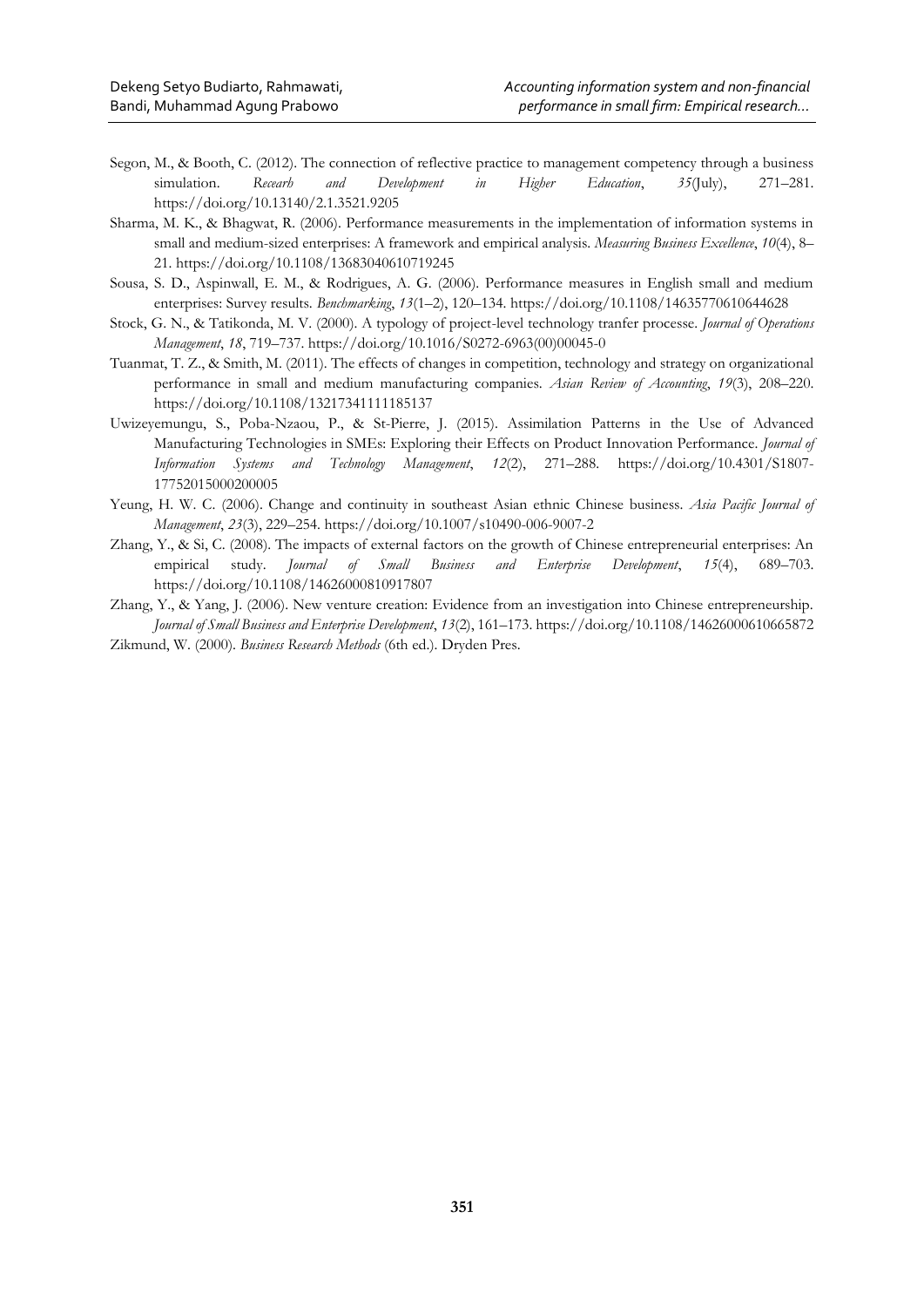Segon, M., & Booth, C. (2012). The connection of reflective practice to management competency through a business simulation. *Recearh and Development in Higher Education*, *35*(July), 271–281. https://doi.org/10.13140/2.1.3521.9205

Sharma, M. K., & Bhagwat, R. (2006). Performance measurements in the implementation of information systems in small and medium-sized enterprises: A framework and empirical analysis. *Measuring Business Excellence*, *10*(4), 8–21. https://doi.org/10.1108/13683040610719245

Sousa, S. D., Aspinwall, E. M., & Rodrigues, A. G. (2006). Performance measures in English small and medium enterprises: Survey results. *Benchmarking*, *13*(1–2), 120–134. https://doi.org/10.1108/14635770610644628

Stock, G. N., & Tatikonda, M. V. (2000). A typology of project-level technology tranfer processe. *Journal of Operations Management*, *18*, 719–737. https://doi.org/10.1016/S0272-6963(00)00045-0

Tuanmat, T. Z., & Smith, M. (2011). The effects of changes in competition, technology and strategy on organizational performance in small and medium manufacturing companies. *Asian Review of Accounting*, *19*(3), 208–220. https://doi.org/10.1108/13217341111185137

Uwizeyemungu, S., Poba-Nzaou, P., & St-Pierre, J. (2015). Assimilation Patterns in the Use of Advanced Manufacturing Technologies in SMEs: Exploring their Effects on Product Innovation Performance. *Journal of Information Systems and Technology Management*, *12*(2), 271–288. https://doi.org/10.4301/S1807-17752015000200005

Yeung, H. W. C. (2006). Change and continuity in southeast Asian ethnic Chinese business. *Asia Pacific Journal of Management*, *23*(3), 229–254. https://doi.org/10.1007/s10490-006-9007-2

Zhang, Y., & Si, C. (2008). The impacts of external factors on the growth of Chinese entrepreneurial enterprises: An empirical study. *Journal of Small Business and Enterprise Development*, *15*(4), 689–703. https://doi.org/10.1108/14626000810917807

Zhang, Y., & Yang, J. (2006). New venture creation: Evidence from an investigation into Chinese entrepreneurship. *Journal of Small Business and Enterprise Development*, *13*(2), 161–173. https://doi.org/10.1108/14626000610665872

Zikmund, W. (2000). *Business Research Methods* (6th ed.). Dryden Pres.